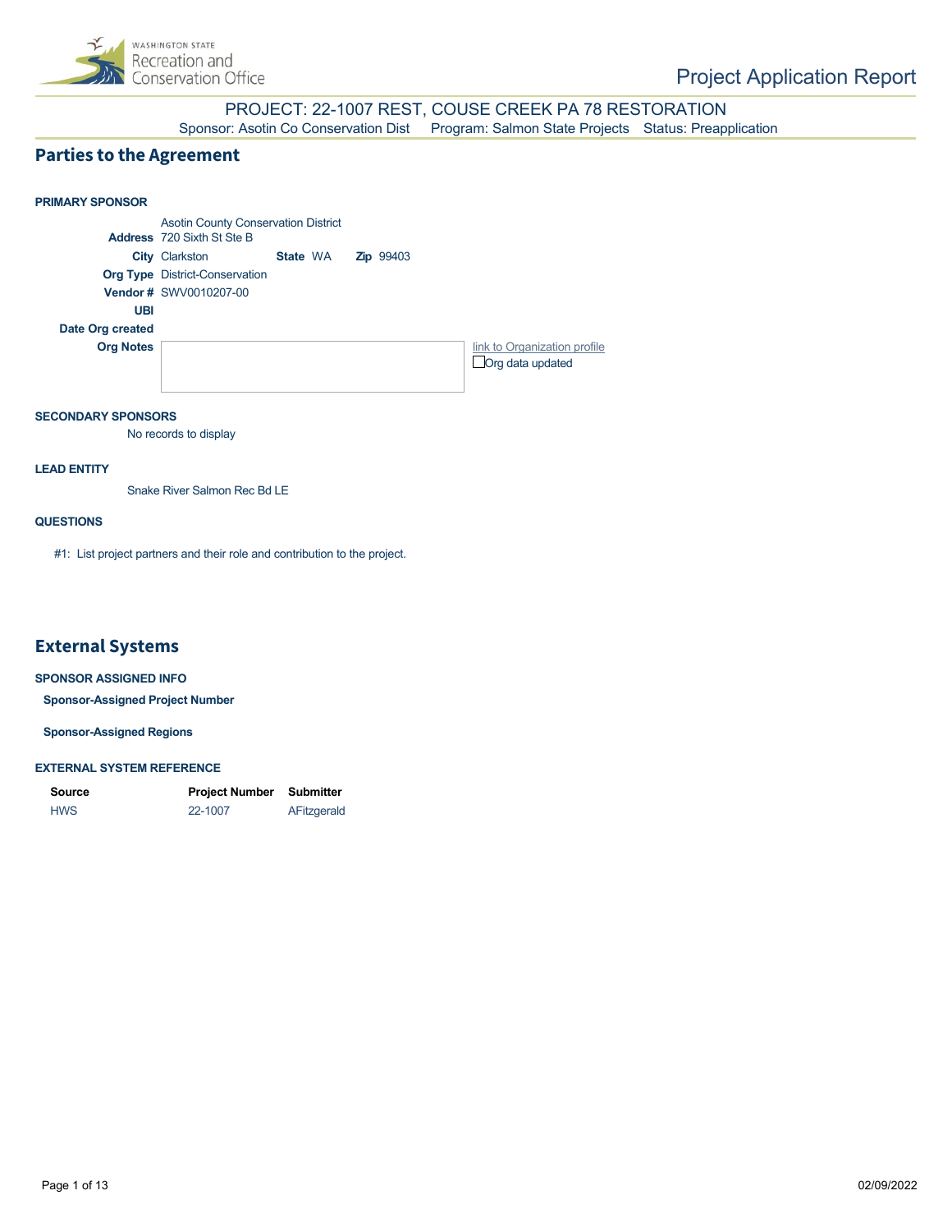Project Application Report

# PROJECT: 22-1007 REST, COUSE CREEK PA 78 RESTORATION

Sponsor: Asotin Co Conservation Dist    Program: Salmon State Projects    Status: Preapplication

## Parties to the Agreement

**PRIMARY SPONSOR**

Asotin County Conservation District

**Address** 720 Sixth St Ste B

**City** Clarkston    **State** WA    **Zip** 99403

**Org Type** District-Conservation

**Vendor #** SWV0010207-00

**UBI**

**Date Org created**

**Org Notes**

link to Organization profile

☐ Org data updated

**SECONDARY SPONSORS**

No records to display

**LEAD ENTITY**

Snake River Salmon Rec Bd LE

**QUESTIONS**

#1: List project partners and their role and contribution to the project.

## External Systems

**SPONSOR ASSIGNED INFO**

**Sponsor-Assigned Project Number**

**Sponsor-Assigned Regions**

**EXTERNAL SYSTEM REFERENCE**

| Source | Project Number | Submitter |
|---|---|---|
| HWS | 22-1007 | AFitzgerald |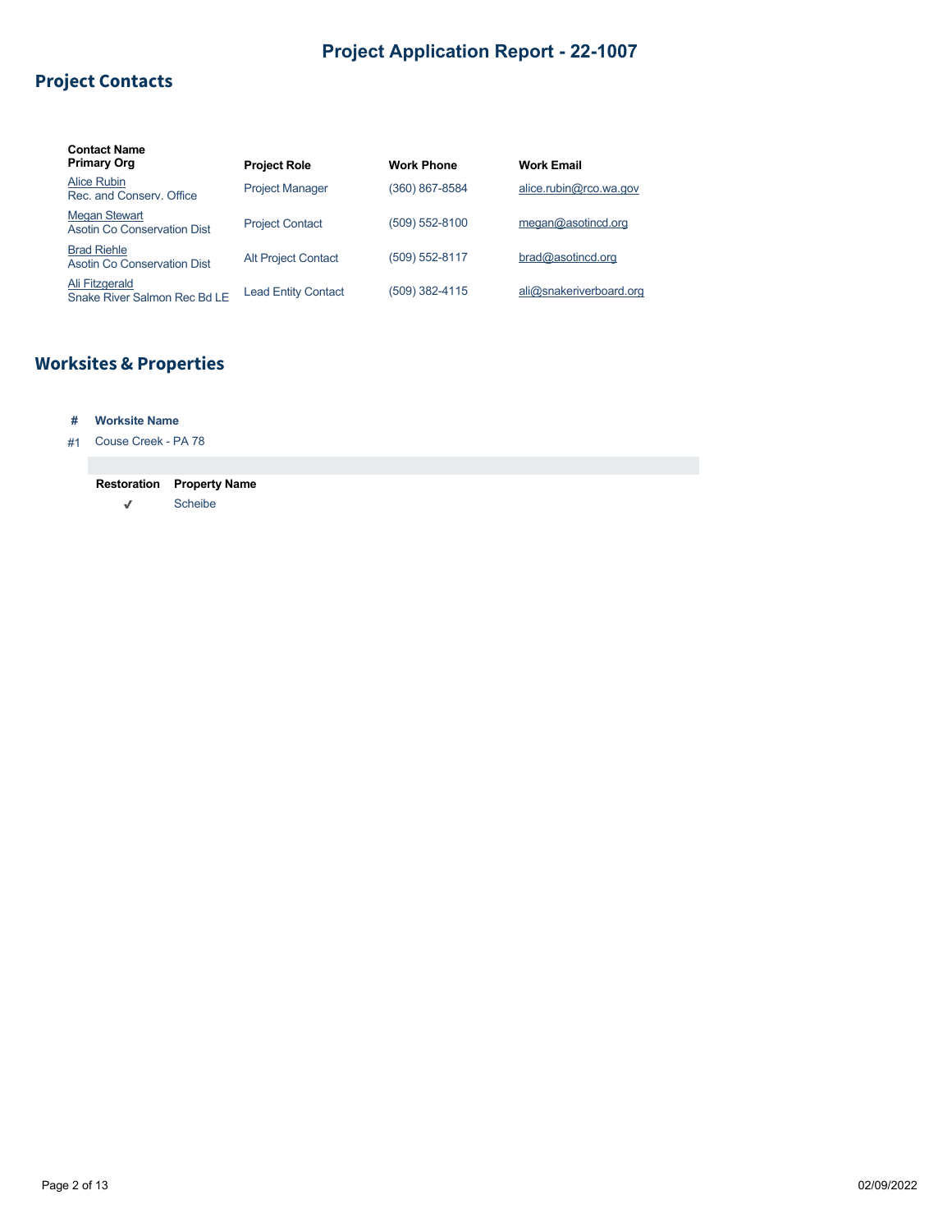# Project Application Report - 22-1007

## Project Contacts

| Contact Name<br>Primary Org | Project Role | Work Phone | Work Email |
|---|---|---|---|
| Alice Rubin<br>Rec. and Conserv. Office | Project Manager | (360) 867-8584 | alice.rubin@rco.wa.gov |
| Megan Stewart<br>Asotin Co Conservation Dist | Project Contact | (509) 552-8100 | megan@asotincd.org |
| Brad Riehle<br>Asotin Co Conservation Dist | Alt Project Contact | (509) 552-8117 | brad@asotincd.org |
| Ali Fitzgerald<br>Snake River Salmon Rec Bd LE | Lead Entity Contact | (509) 382-4115 | ali@snakeriverboard.org |

## Worksites & Properties

| # | Worksite Name |
|---|---|
| #1 | Couse Creek - PA 78 |

| Restoration | Property Name |
|---|---|
| ✔ | Scheibe |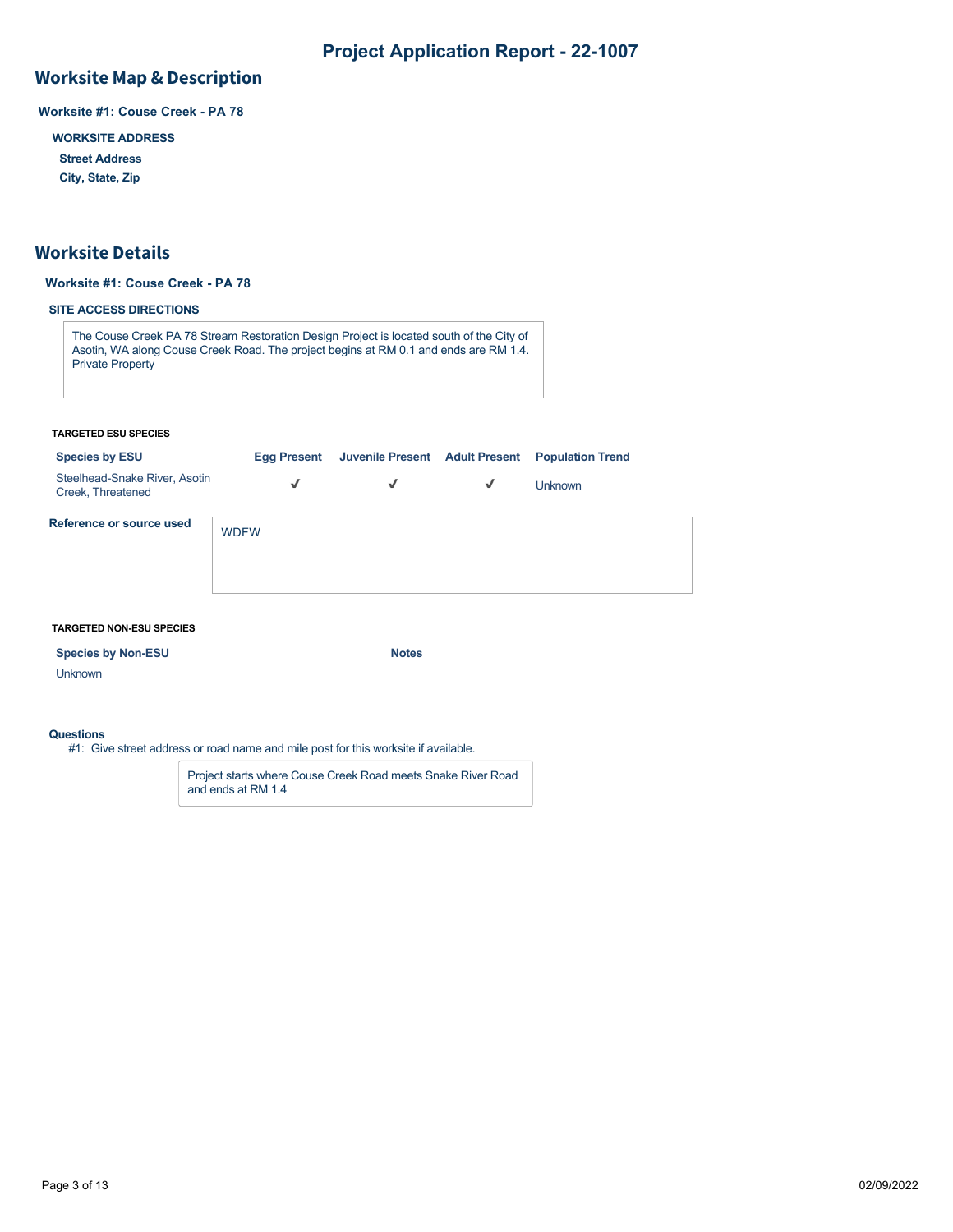# Project Application Report - 22-1007

## Worksite Map & Description

**Worksite #1: Couse Creek - PA 78**

**WORKSITE ADDRESS**

**Street Address**

**City, State, Zip**

## Worksite Details

**Worksite #1: Couse Creek - PA 78**

**SITE ACCESS DIRECTIONS**

The Couse Creek PA 78 Stream Restoration Design Project is located south of the City of Asotin, WA along Couse Creek Road. The project begins at RM 0.1 and ends are RM 1.4. Private Property

**TARGETED ESU SPECIES**

| Species by ESU | Egg Present | Juvenile Present | Adult Present | Population Trend |
|---|---|---|---|---|
| Steelhead-Snake River, Asotin Creek, Threatened | ✓ | ✓ | ✓ | Unknown |

**Reference or source used**

WDFW

**TARGETED NON-ESU SPECIES**

| Species by Non-ESU | Notes |
|---|---|
| Unknown | |

**Questions**

#1: Give street address or road name and mile post for this worksite if available.

Project starts where Couse Creek Road meets Snake River Road and ends at RM 1.4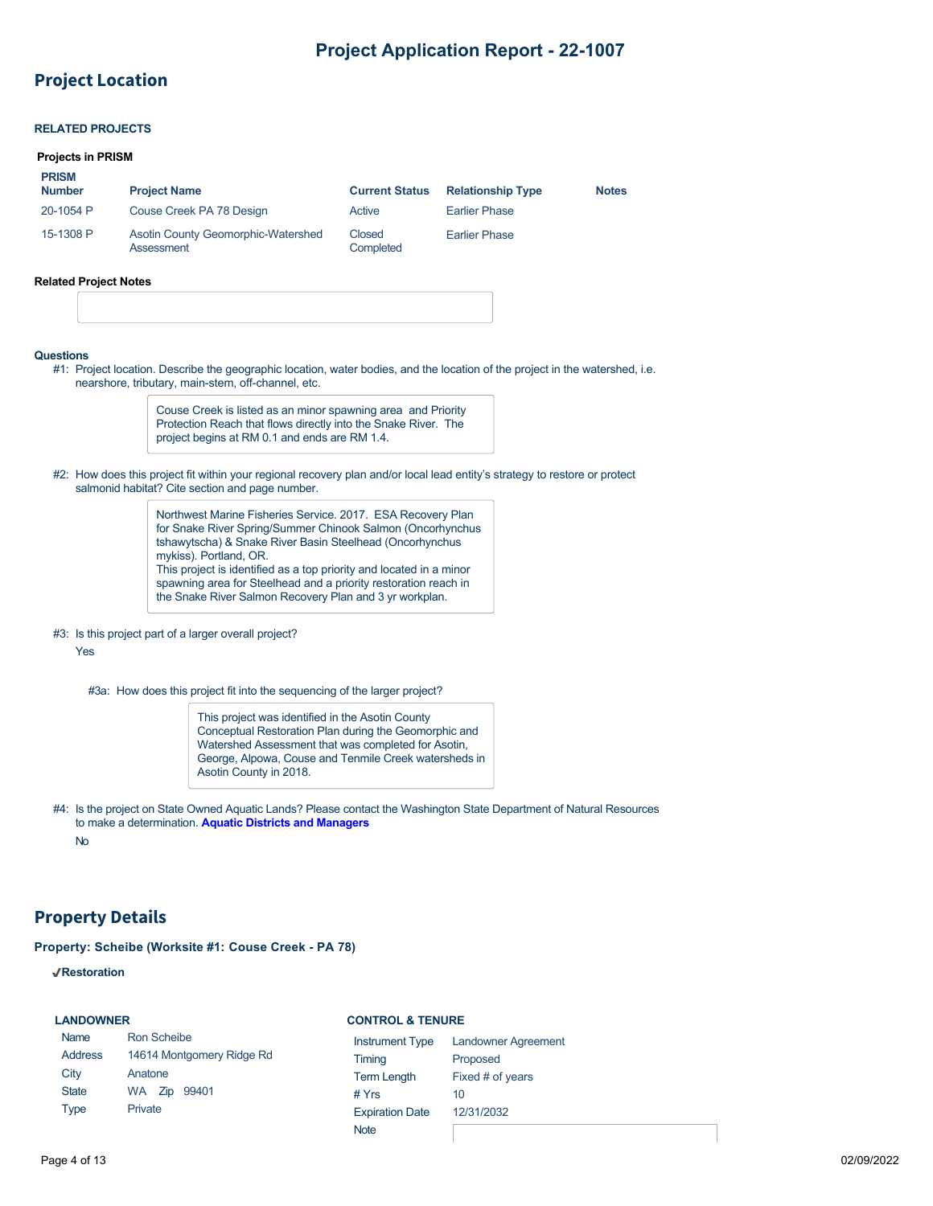# Project Application Report - 22-1007

## Project Location

### RELATED PROJECTS

**Projects in PRISM**

| PRISM Number | Project Name | Current Status | Relationship Type | Notes |
|---|---|---|---|---|
| 20-1054 P | Couse Creek PA 78 Design | Active | Earlier Phase | |
| 15-1308 P | Asotin County Geomorphic-Watershed Assessment | Closed Completed | Earlier Phase | |

**Related Project Notes**

**Questions**

#1: Project location. Describe the geographic location, water bodies, and the location of the project in the watershed, i.e. nearshore, tributary, main-stem, off-channel, etc.

> Couse Creek is listed as an minor spawning area and Priority Protection Reach that flows directly into the Snake River. The project begins at RM 0.1 and ends are RM 1.4.

#2: How does this project fit within your regional recovery plan and/or local lead entity's strategy to restore or protect salmonid habitat? Cite section and page number.

> Northwest Marine Fisheries Service. 2017. ESA Recovery Plan for Snake River Spring/Summer Chinook Salmon (Oncorhynchus tshawytscha) & Snake River Basin Steelhead (Oncorhynchus mykiss). Portland, OR.
> This project is identified as a top priority and located in a minor spawning area for Steelhead and a priority restoration reach in the Snake River Salmon Recovery Plan and 3 yr workplan.

#3: Is this project part of a larger overall project?

Yes

#3a: How does this project fit into the sequencing of the larger project?

> This project was identified in the Asotin County Conceptual Restoration Plan during the Geomorphic and Watershed Assessment that was completed for Asotin, George, Alpowa, Couse and Tenmile Creek watersheds in Asotin County in 2018.

#4: Is the project on State Owned Aquatic Lands? Please contact the Washington State Department of Natural Resources to make a determination. **Aquatic Districts and Managers**

No

## Property Details

### Property: Scheibe (Worksite #1: Couse Creek - PA 78)

✔**Restoration**

**LANDOWNER**

| | |
|---|---|
| Name | Ron Scheibe |
| Address | 14614 Montgomery Ridge Rd |
| City | Anatone |
| State | WA Zip 99401 |
| Type | Private |

**CONTROL & TENURE**

| | |
|---|---|
| Instrument Type | Landowner Agreement |
| Timing | Proposed |
| Term Length | Fixed # of years |
| # Yrs | 10 |
| Expiration Date | 12/31/2032 |
| Note | |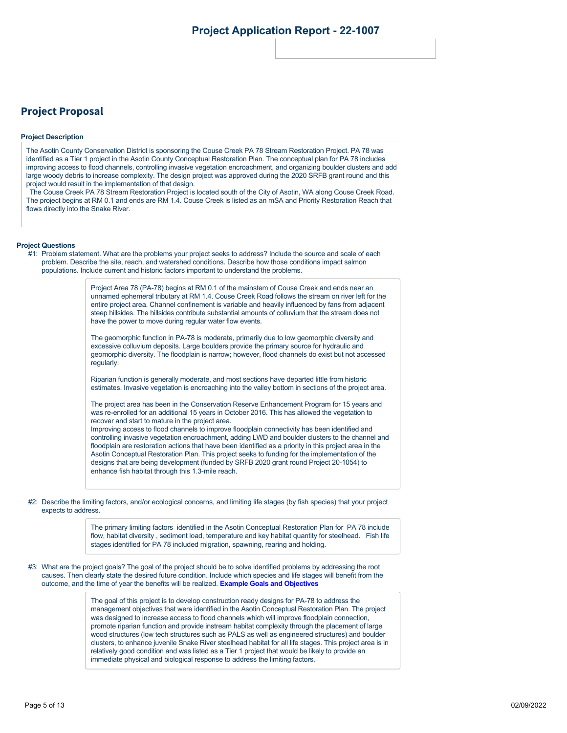# Project Application Report - 22-1007

## Project Proposal

**Project Description**

The Asotin County Conservation District is sponsoring the Couse Creek PA 78 Stream Restoration Project. PA 78 was identified as a Tier 1 project in the Asotin County Conceptual Restoration Plan. The conceptual plan for PA 78 includes improving access to flood channels, controlling invasive vegetation encroachment, and organizing boulder clusters and add large woody debris to increase complexity. The design project was approved during the 2020 SRFB grant round and this project would result in the implementation of that design.

The Couse Creek PA 78 Stream Restoration Project is located south of the City of Asotin, WA along Couse Creek Road. The project begins at RM 0.1 and ends are RM 1.4. Couse Creek is listed as an mSA and Priority Restoration Reach that flows directly into the Snake River.

**Project Questions**

#1: Problem statement. What are the problems your project seeks to address? Include the source and scale of each problem. Describe the site, reach, and watershed conditions. Describe how those conditions impact salmon populations. Include current and historic factors important to understand the problems.

> Project Area 78 (PA-78) begins at RM 0.1 of the mainstem of Couse Creek and ends near an unnamed ephemeral tributary at RM 1.4. Couse Creek Road follows the stream on river left for the entire project area. Channel confinement is variable and heavily influenced by fans from adjacent steep hillsides. The hillsides contribute substantial amounts of colluvium that the stream does not have the power to move during regular water flow events.
>
> The geomorphic function in PA-78 is moderate, primarily due to low geomorphic diversity and excessive colluvium deposits. Large boulders provide the primary source for hydraulic and geomorphic diversity. The floodplain is narrow; however, flood channels do exist but not accessed regularly.
>
> Riparian function is generally moderate, and most sections have departed little from historic estimates. Invasive vegetation is encroaching into the valley bottom in sections of the project area.
>
> The project area has been in the Conservation Reserve Enhancement Program for 15 years and was re-enrolled for an additional 15 years in October 2016. This has allowed the vegetation to recover and start to mature in the project area.
> Improving access to flood channels to improve floodplain connectivity has been identified and controlling invasive vegetation encroachment, adding LWD and boulder clusters to the channel and floodplain are restoration actions that have been identified as a priority in this project area in the Asotin Conceptual Restoration Plan. This project seeks to funding for the implementation of the designs that are being development (funded by SRFB 2020 grant round Project 20-1054) to enhance fish habitat through this 1.3-mile reach.

#2: Describe the limiting factors, and/or ecological concerns, and limiting life stages (by fish species) that your project expects to address.

> The primary limiting factors identified in the Asotin Conceptual Restoration Plan for PA 78 include flow, habitat diversity , sediment load, temperature and key habitat quantity for steelhead. Fish life stages identified for PA 78 included migration, spawning, rearing and holding.

#3: What are the project goals? The goal of the project should be to solve identified problems by addressing the root causes. Then clearly state the desired future condition. Include which species and life stages will benefit from the outcome, and the time of year the benefits will be realized. **Example Goals and Objectives**

> The goal of this project is to develop construction ready designs for PA-78 to address the management objectives that were identified in the Asotin Conceptual Restoration Plan. The project was designed to increase access to flood channels which will improve floodplain connection, promote riparian function and provide instream habitat complexity through the placement of large wood structures (low tech structures such as PALS as well as engineered structures) and boulder clusters, to enhance juvenile Snake River steelhead habitat for all life stages. This project area is in relatively good condition and was listed as a Tier 1 project that would be likely to provide an immediate physical and biological response to address the limiting factors.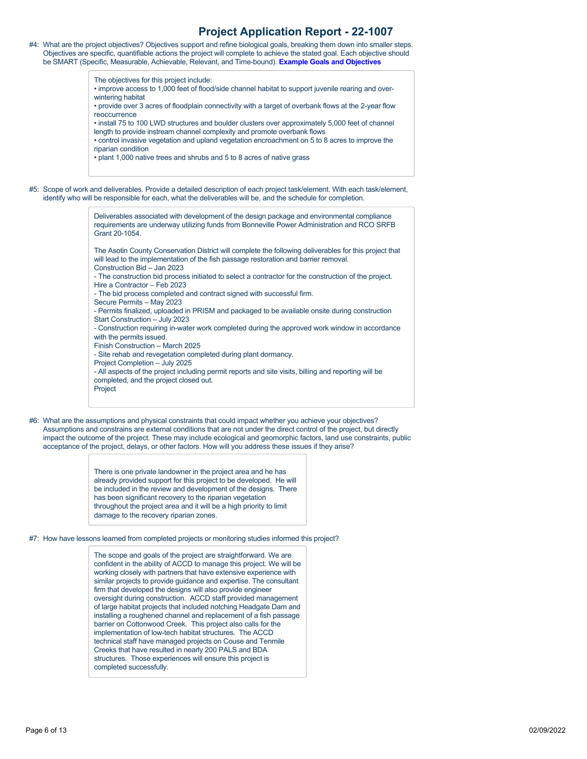## Project Application Report - 22-1007

#4: What are the project objectives? Objectives support and refine biological goals, breaking them down into smaller steps. Objectives are specific, quantifiable actions the project will complete to achieve the stated goal. Each objective should be SMART (Specific, Measurable, Achievable, Relevant, and Time-bound). **Example Goals and Objectives**

> The objectives for this project include:
> • improve access to 1,000 feet of flood/side channel habitat to support juvenile rearing and over-wintering habitat
> • provide over 3 acres of floodplain connectivity with a target of overbank flows at the 2-year flow reoccurrence
> • install 75 to 100 LWD structures and boulder clusters over approximately 5,000 feet of channel length to provide instream channel complexity and promote overbank flows
> • control invasive vegetation and upland vegetation encroachment on 5 to 8 acres to improve the riparian condition
> • plant 1,000 native trees and shrubs and 5 to 8 acres of native grass

#5: Scope of work and deliverables. Provide a detailed description of each project task/element. With each task/element, identify who will be responsible for each, what the deliverables will be, and the schedule for completion.

> Deliverables associated with development of the design package and environmental compliance requirements are underway utilizing funds from Bonneville Power Administration and RCO SRFB Grant 20-1054.
>
> The Asotin County Conservation District will complete the following deliverables for this project that will lead to the implementation of the fish passage restoration and barrier removal.
> Construction Bid – Jan 2023
> - The construction bid process initiated to select a contractor for the construction of the project.
> Hire a Contractor – Feb 2023
> - The bid process completed and contract signed with successful firm.
> Secure Permits – May 2023
> - Permits finalized, uploaded in PRISM and packaged to be available onsite during construction
> Start Construction – July 2023
> - Construction requiring in-water work completed during the approved work window in accordance with the permits issued.
> Finish Construction – March 2025
> - Site rehab and revegetation completed during plant dormancy.
> Project Completion – July 2025
> - All aspects of the project including permit reports and site visits, billing and reporting will be completed, and the project closed out.
> Project

#6: What are the assumptions and physical constraints that could impact whether you achieve your objectives? Assumptions and constrains are external conditions that are not under the direct control of the project, but directly impact the outcome of the project. These may include ecological and geomorphic factors, land use constraints, public acceptance of the project, delays, or other factors. How will you address these issues if they arise?

> There is one private landowner in the project area and he has already provided support for this project to be developed. He will be included in the review and development of the designs. There has been significant recovery to the riparian vegetation throughout the project area and it will be a high priority to limit damage to the recovery riparian zones.

#7: How have lessons learned from completed projects or monitoring studies informed this project?

> The scope and goals of the project are straightforward. We are confident in the ability of ACCD to manage this project. We will be working closely with partners that have extensive experience with similar projects to provide guidance and expertise. The consultant firm that developed the designs will also provide engineer oversight during construction. ACCD staff provided management of large habitat projects that included notching Headgate Dam and installing a roughened channel and replacement of a fish passage barrier on Cottonwood Creek. This project also calls for the implementation of low-tech habitat structures. The ACCD technical staff have managed projects on Couse and Tenmile Creeks that have resulted in nearly 200 PALS and BDA structures. Those experiences will ensure this project is completed successfully.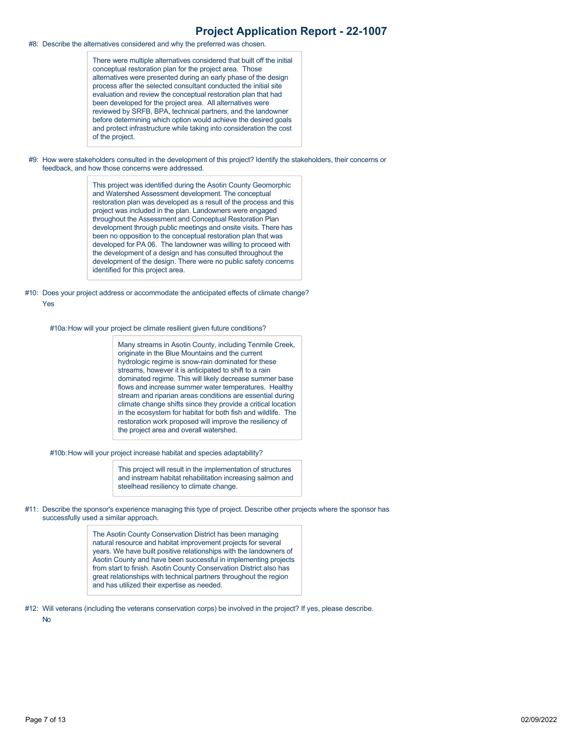## Project Application Report - 22-1007

#8: Describe the alternatives considered and why the preferred was chosen.

> There were multiple alternatives considered that built off the initial conceptual restoration plan for the project area. Those alternatives were presented during an early phase of the design process after the selected consultant conducted the initial site evaluation and review the conceptual restoration plan that had been developed for the project area. All alternatives were reviewed by SRFB, BPA, technical partners, and the landowner before determining which option would achieve the desired goals and protect infrastructure while taking into consideration the cost of the project.

#9: How were stakeholders consulted in the development of this project? Identify the stakeholders, their concerns or feedback, and how those concerns were addressed.

> This project was identified during the Asotin County Geomorphic and Watershed Assessment development. The conceptual restoration plan was developed as a result of the process and this project was included in the plan. Landowners were engaged throughout the Assessment and Conceptual Restoration Plan development through public meetings and onsite visits. There has been no opposition to the conceptual restoration plan that was developed for PA 06. The landowner was willing to proceed with the development of a design and has consulted throughout the development of the design. There were no public safety concerns identified for this project area.

#10: Does your project address or accommodate the anticipated effects of climate change?

Yes

#10a: How will your project be climate resilient given future conditions?

> Many streams in Asotin County, including Tenmile Creek, originate in the Blue Mountains and the current hydrologic regime is snow-rain dominated for these streams, however it is anticipated to shift to a rain dominated regime. This will likely decrease summer base flows and increase summer water temperatures. Healthy stream and riparian areas conditions are essential during climate change shifts since they provide a critical location in the ecosystem for habitat for both fish and wildlife. The restoration work proposed will improve the resiliency of the project area and overall watershed.

#10b: How will your project increase habitat and species adaptability?

> This project will result in the implementation of structures and instream habitat rehabilitation increasing salmon and steelhead resiliency to climate change.

#11: Describe the sponsor's experience managing this type of project. Describe other projects where the sponsor has successfully used a similar approach.

> The Asotin County Conservation District has been managing natural resource and habitat improvement projects for several years. We have built positive relationships with the landowners of Asotin County and have been successful in implementing projects from start to finish. Asotin County Conservation District also has great relationships with technical partners throughout the region and has utilized their expertise as needed.

#12: Will veterans (including the veterans conservation corps) be involved in the project? If yes, please describe.

No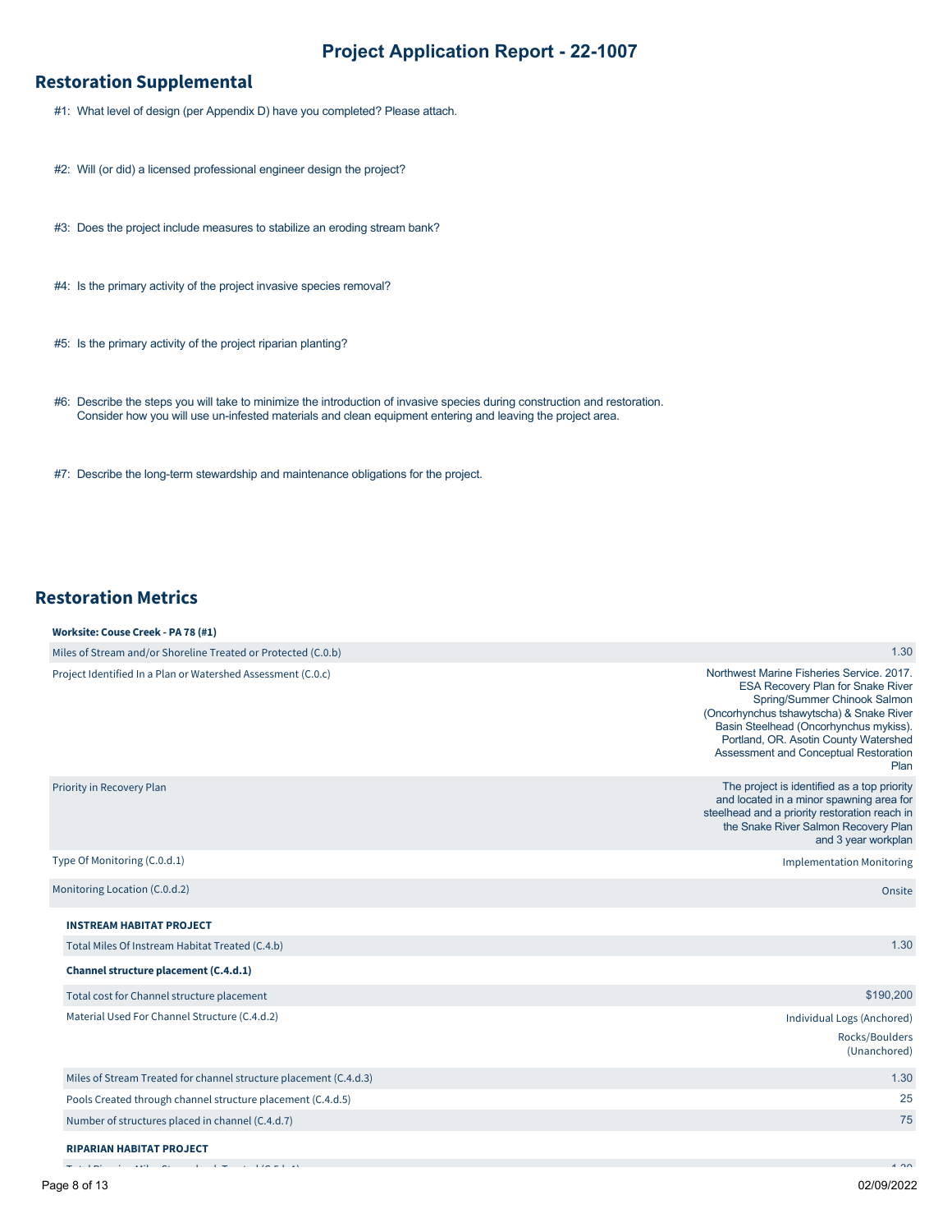# Project Application Report - 22-1007

## Restoration Supplemental

#1: What level of design (per Appendix D) have you completed? Please attach.

#2: Will (or did) a licensed professional engineer design the project?

#3: Does the project include measures to stabilize an eroding stream bank?

#4: Is the primary activity of the project invasive species removal?

#5: Is the primary activity of the project riparian planting?

#6: Describe the steps you will take to minimize the introduction of invasive species during construction and restoration. Consider how you will use un-infested materials and clean equipment entering and leaving the project area.

#7: Describe the long-term stewardship and maintenance obligations for the project.

## Restoration Metrics

**Worksite: Couse Creek - PA 78 (#1)**

| | |
|---|---|
| Miles of Stream and/or Shoreline Treated or Protected (C.0.b) | 1.30 |
| Project Identified In a Plan or Watershed Assessment (C.0.c) | Northwest Marine Fisheries Service. 2017. ESA Recovery Plan for Snake River Spring/Summer Chinook Salmon (Oncorhynchus tshawytscha) & Snake River Basin Steelhead (Oncorhynchus mykiss). Portland, OR. Asotin County Watershed Assessment and Conceptual Restoration Plan |
| Priority in Recovery Plan | The project is identified as a top priority and located in a minor spawning area for steelhead and a priority restoration reach in the Snake River Salmon Recovery Plan and 3 year workplan |
| Type Of Monitoring (C.0.d.1) | Implementation Monitoring |
| Monitoring Location (C.0.d.2) | Onsite |

**INSTREAM HABITAT PROJECT**

| | |
|---|---|
| Total Miles Of Instream Habitat Treated (C.4.b) | 1.30 |
| **Channel structure placement (C.4.d.1)** | |
| Total cost for Channel structure placement | $190,200 |
| Material Used For Channel Structure (C.4.d.2) | Individual Logs (Anchored)<br>Rocks/Boulders (Unanchored) |
| Miles of Stream Treated for channel structure placement (C.4.d.3) | 1.30 |
| Pools Created through channel structure placement (C.4.d.5) | 25 |
| Number of structures placed in channel (C.4.d.7) | 75 |

**RIPARIAN HABITAT PROJECT**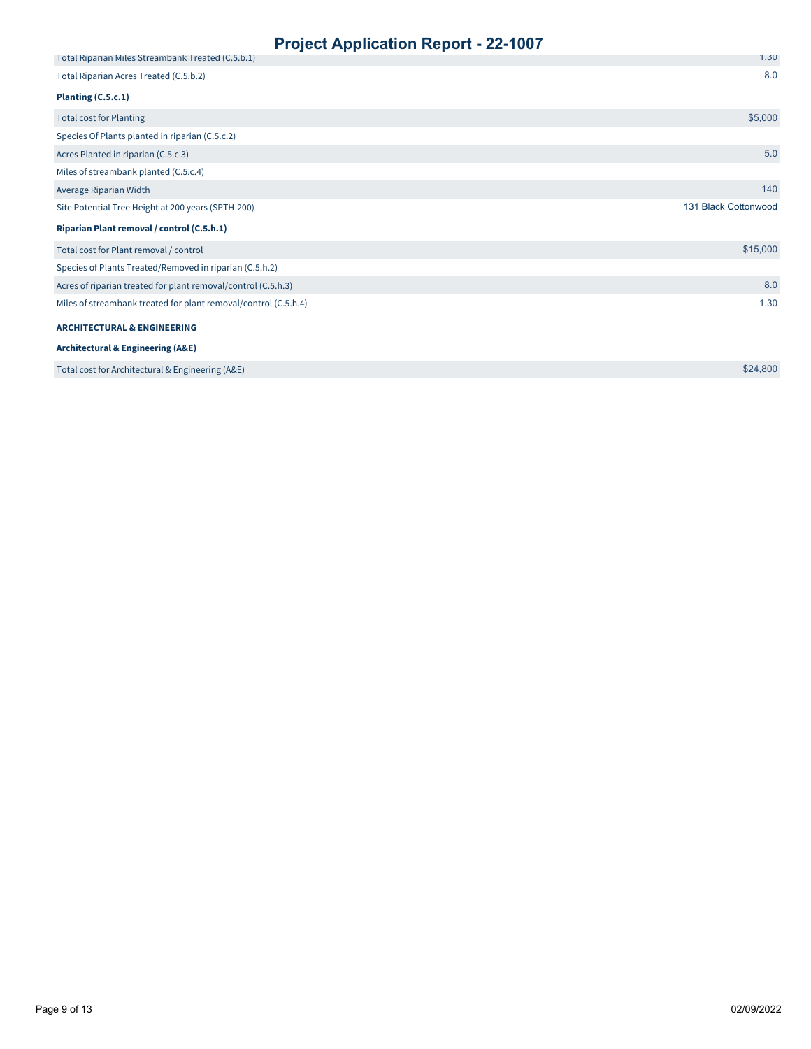| | |
|---|---|
| Total Riparian Miles Streambank Treated (C.5.b.1) | 1.30 |
| Total Riparian Acres Treated (C.5.b.2) | 8.0 |

**Planting (C.5.c.1)**

| | |
|---|---|
| Total cost for Planting | $5,000 |
| Species Of Plants planted in riparian (C.5.c.2) | |
| Acres Planted in riparian (C.5.c.3) | 5.0 |
| Miles of streambank planted (C.5.c.4) | |
| Average Riparian Width | 140 |
| Site Potential Tree Height at 200 years (SPTH-200) | 131 Black Cottonwood |

**Riparian Plant removal / control (C.5.h.1)**

| | |
|---|---|
| Total cost for Plant removal / control | $15,000 |
| Species of Plants Treated/Removed in riparian (C.5.h.2) | |
| Acres of riparian treated for plant removal/control (C.5.h.3) | 8.0 |
| Miles of streambank treated for plant removal/control (C.5.h.4) | 1.30 |

**ARCHITECTURAL & ENGINEERING**

**Architectural & Engineering (A&E)**

| | |
|---|---|
| Total cost for Architectural & Engineering (A&E) | $24,800 |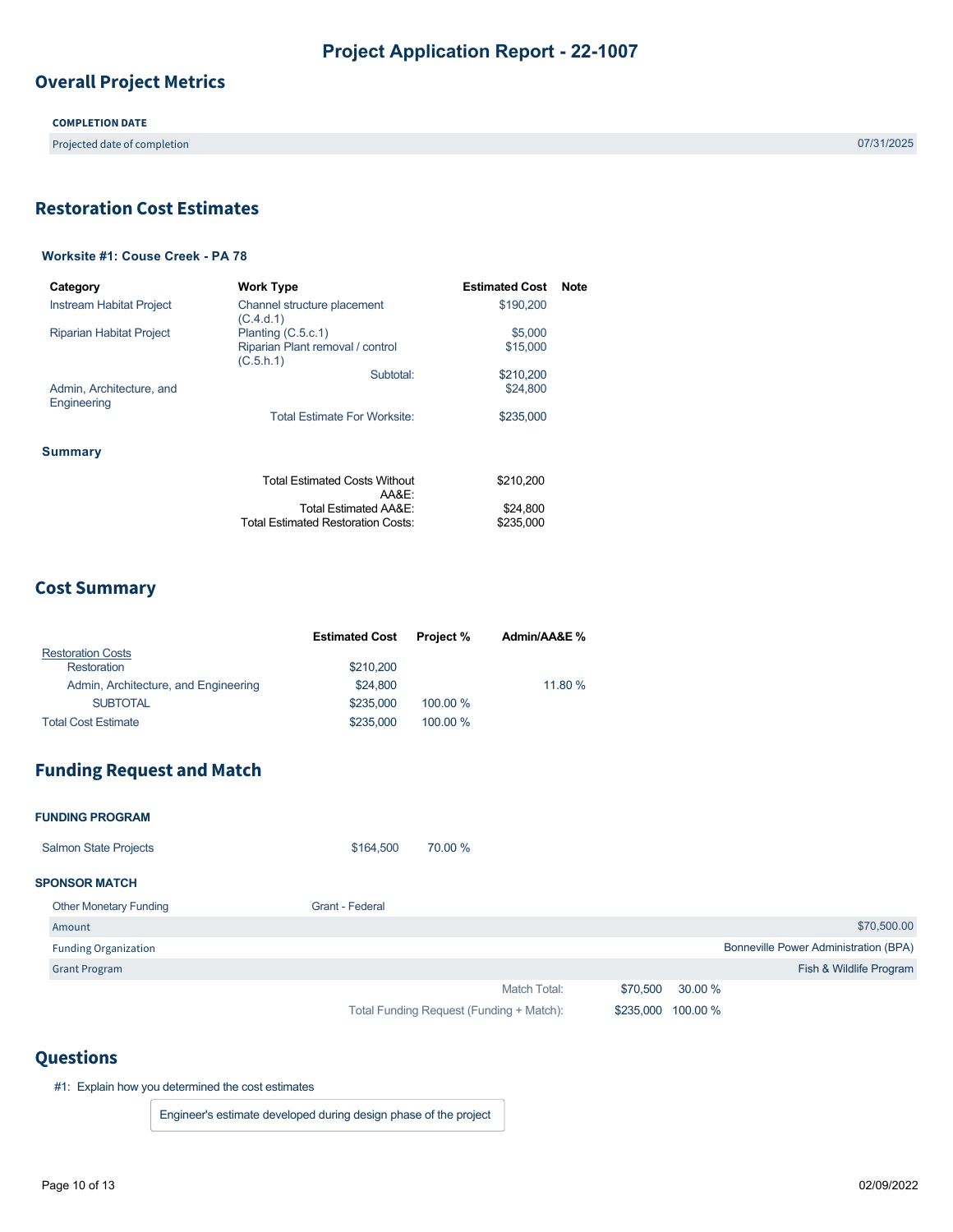# Project Application Report - 22-1007

## Overall Project Metrics

| COMPLETION DATE | |
|---|---|
| Projected date of completion | 07/31/2025 |

## Restoration Cost Estimates

### Worksite #1: Couse Creek - PA 78

| Category | Work Type | Estimated Cost | Note |
|---|---|---|---|
| Instream Habitat Project | Channel structure placement (C.4.d.1) | $190,200 | |
| Riparian Habitat Project | Planting (C.5.c.1) | $5,000 | |
| | Riparian Plant removal / control (C.5.h.1) | $15,000 | |
| | Subtotal: | $210,200 | |
| Admin, Architecture, and Engineering | | $24,800 | |
| | Total Estimate For Worksite: | $235,000 | |

### Summary

| | |
|---|---|
| Total Estimated Costs Without AA&E: | $210,200 |
| Total Estimated AA&E: | $24,800 |
| Total Estimated Restoration Costs: | $235,000 |

## Cost Summary

| | Estimated Cost | Project % | Admin/AA&E % |
|---|---|---|---|
| Restoration Costs | | | |
| Restoration | $210,200 | | |
| Admin, Architecture, and Engineering | $24,800 | | 11.80 % |
| SUBTOTAL | $235,000 | 100.00 % | |
| Total Cost Estimate | $235,000 | 100.00 % | |

## Funding Request and Match

**FUNDING PROGRAM**

| | | |
|---|---|---|
| Salmon State Projects | $164,500 | 70.00 % |

**SPONSOR MATCH**

| Other Monetary Funding | Grant - Federal |
|---|---|
| Amount | $70,500.00 |
| Funding Organization | Bonneville Power Administration (BPA) |
| Grant Program | Fish & Wildlife Program |

| | | |
|---|---|---|
| Match Total: | $70,500 | 30.00 % |
| Total Funding Request (Funding + Match): | $235,000 | 100.00 % |

## Questions

#1: Explain how you determined the cost estimates

Engineer's estimate developed during design phase of the project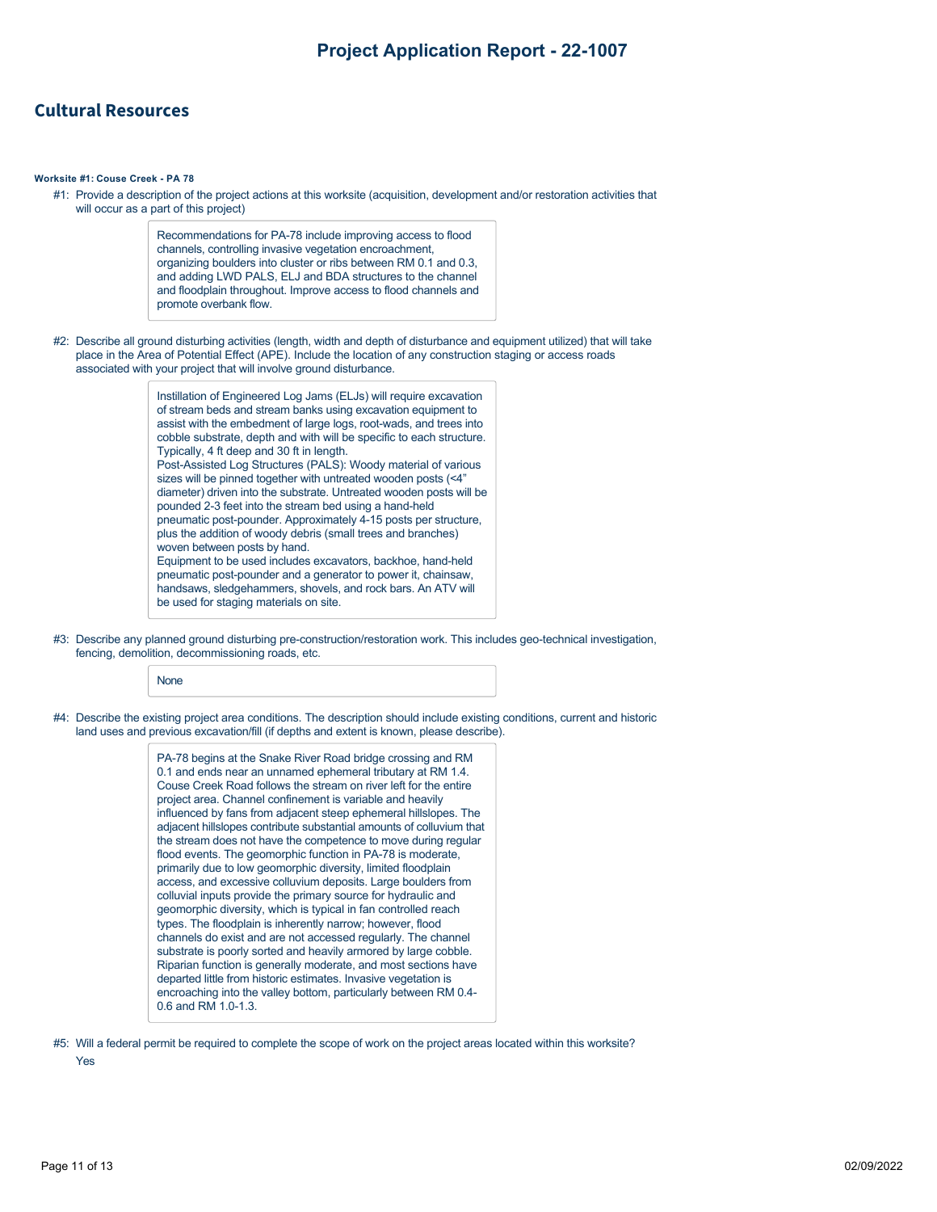## Cultural Resources

**Worksite #1: Couse Creek - PA 78**

#1: Provide a description of the project actions at this worksite (acquisition, development and/or restoration activities that will occur as a part of this project)

> Recommendations for PA-78 include improving access to flood channels, controlling invasive vegetation encroachment, organizing boulders into cluster or ribs between RM 0.1 and 0.3, and adding LWD PALS, ELJ and BDA structures to the channel and floodplain throughout. Improve access to flood channels and promote overbank flow.

#2: Describe all ground disturbing activities (length, width and depth of disturbance and equipment utilized) that will take place in the Area of Potential Effect (APE). Include the location of any construction staging or access roads associated with your project that will involve ground disturbance.

> Instillation of Engineered Log Jams (ELJs) will require excavation of stream beds and stream banks using excavation equipment to assist with the embedment of large logs, root-wads, and trees into cobble substrate, depth and with will be specific to each structure. Typically, 4 ft deep and 30 ft in length.
> Post-Assisted Log Structures (PALS): Woody material of various sizes will be pinned together with untreated wooden posts (<4" diameter) driven into the substrate. Untreated wooden posts will be pounded 2-3 feet into the stream bed using a hand-held pneumatic post-pounder. Approximately 4-15 posts per structure, plus the addition of woody debris (small trees and branches) woven between posts by hand.
> Equipment to be used includes excavators, backhoe, hand-held pneumatic post-pounder and a generator to power it, chainsaw, handsaws, sledgehammers, shovels, and rock bars. An ATV will be used for staging materials on site.

#3: Describe any planned ground disturbing pre-construction/restoration work. This includes geo-technical investigation, fencing, demolition, decommissioning roads, etc.

> None

#4: Describe the existing project area conditions. The description should include existing conditions, current and historic land uses and previous excavation/fill (if depths and extent is known, please describe).

> PA-78 begins at the Snake River Road bridge crossing and RM 0.1 and ends near an unnamed ephemeral tributary at RM 1.4. Couse Creek Road follows the stream on river left for the entire project area. Channel confinement is variable and heavily influenced by fans from adjacent steep ephemeral hillslopes. The adjacent hillslopes contribute substantial amounts of colluvium that the stream does not have the competence to move during regular flood events. The geomorphic function in PA-78 is moderate, primarily due to low geomorphic diversity, limited floodplain access, and excessive colluvium deposits. Large boulders from colluvial inputs provide the primary source for hydraulic and geomorphic diversity, which is typical in fan controlled reach types. The floodplain is inherently narrow; however, flood channels do exist and are not accessed regularly. The channel substrate is poorly sorted and heavily armored by large cobble. Riparian function is generally moderate, and most sections have departed little from historic estimates. Invasive vegetation is encroaching into the valley bottom, particularly between RM 0.4-0.6 and RM 1.0-1.3.

#5: Will a federal permit be required to complete the scope of work on the project areas located within this worksite?

Yes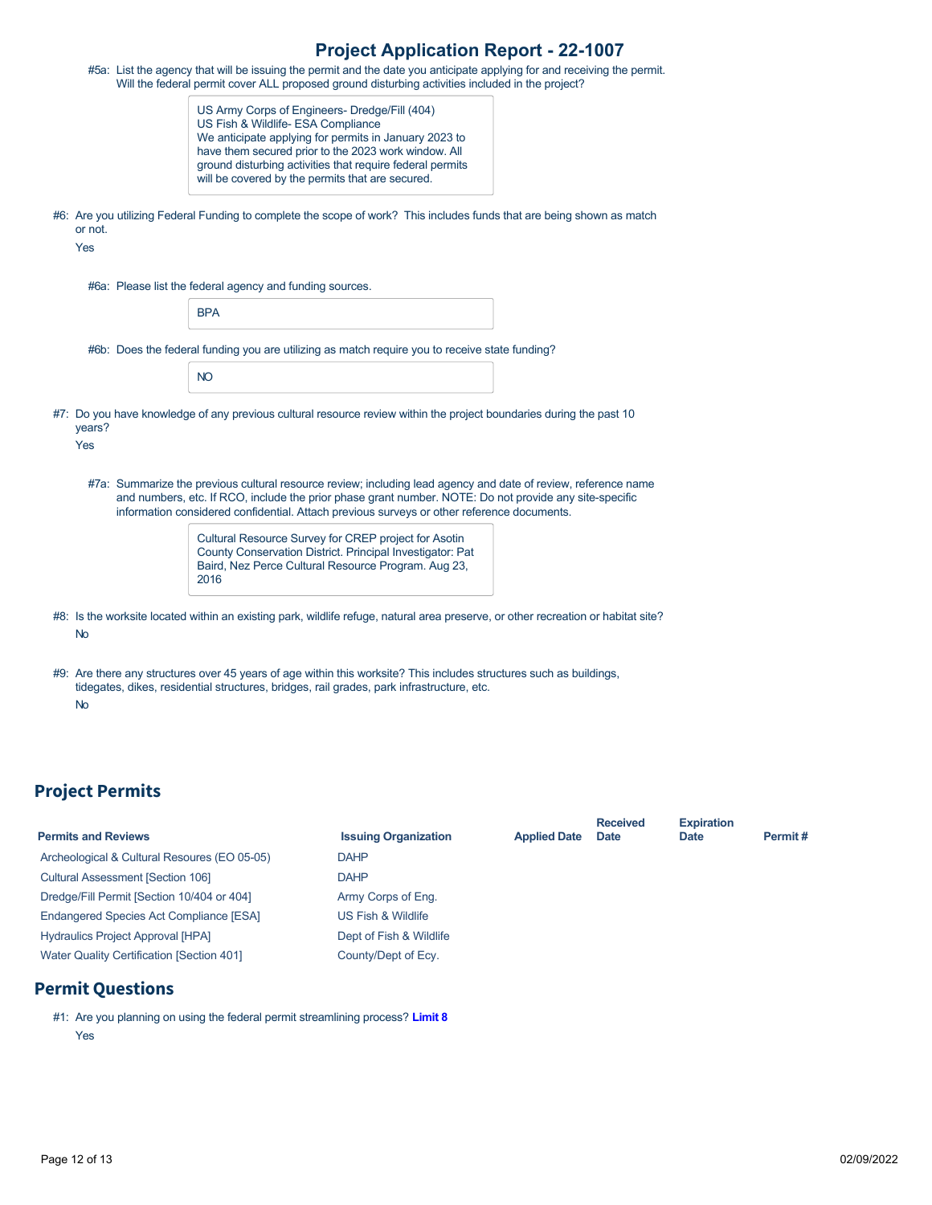#5a: List the agency that will be issuing the permit and the date you anticipate applying for and receiving the permit. Will the federal permit cover ALL proposed ground disturbing activities included in the project?

> US Army Corps of Engineers- Dredge/Fill (404)
> US Fish & Wildlife- ESA Compliance
> We anticipate applying for permits in January 2023 to have them secured prior to the 2023 work window. All ground disturbing activities that require federal permits will be covered by the permits that are secured.

#6: Are you utilizing Federal Funding to complete the scope of work? This includes funds that are being shown as match or not.

Yes

#6a: Please list the federal agency and funding sources.

> BPA

#6b: Does the federal funding you are utilizing as match require you to receive state funding?

> NO

#7: Do you have knowledge of any previous cultural resource review within the project boundaries during the past 10 years?

Yes

#7a: Summarize the previous cultural resource review; including lead agency and date of review, reference name and numbers, etc. If RCO, include the prior phase grant number. NOTE: Do not provide any site-specific information considered confidential. Attach previous surveys or other reference documents.

> Cultural Resource Survey for CREP project for Asotin County Conservation District. Principal Investigator: Pat Baird, Nez Perce Cultural Resource Program. Aug 23, 2016

#8: Is the worksite located within an existing park, wildlife refuge, natural area preserve, or other recreation or habitat site?

No

#9: Are there any structures over 45 years of age within this worksite? This includes structures such as buildings, tidegates, dikes, residential structures, bridges, rail grades, park infrastructure, etc.

No

## Project Permits

| Permits and Reviews | Issuing Organization | Applied Date | Received Date | Expiration Date | Permit # |
|---|---|---|---|---|---|
| Archeological & Cultural Resoures (EO 05-05) | DAHP | | | | |
| Cultural Assessment [Section 106] | DAHP | | | | |
| Dredge/Fill Permit [Section 10/404 or 404] | Army Corps of Eng. | | | | |
| Endangered Species Act Compliance [ESA] | US Fish & Wildlife | | | | |
| Hydraulics Project Approval [HPA] | Dept of Fish & Wildlife | | | | |
| Water Quality Certification [Section 401] | County/Dept of Ecy. | | | | |

## Permit Questions

#1: Are you planning on using the federal permit streamlining process? **Limit 8**

Yes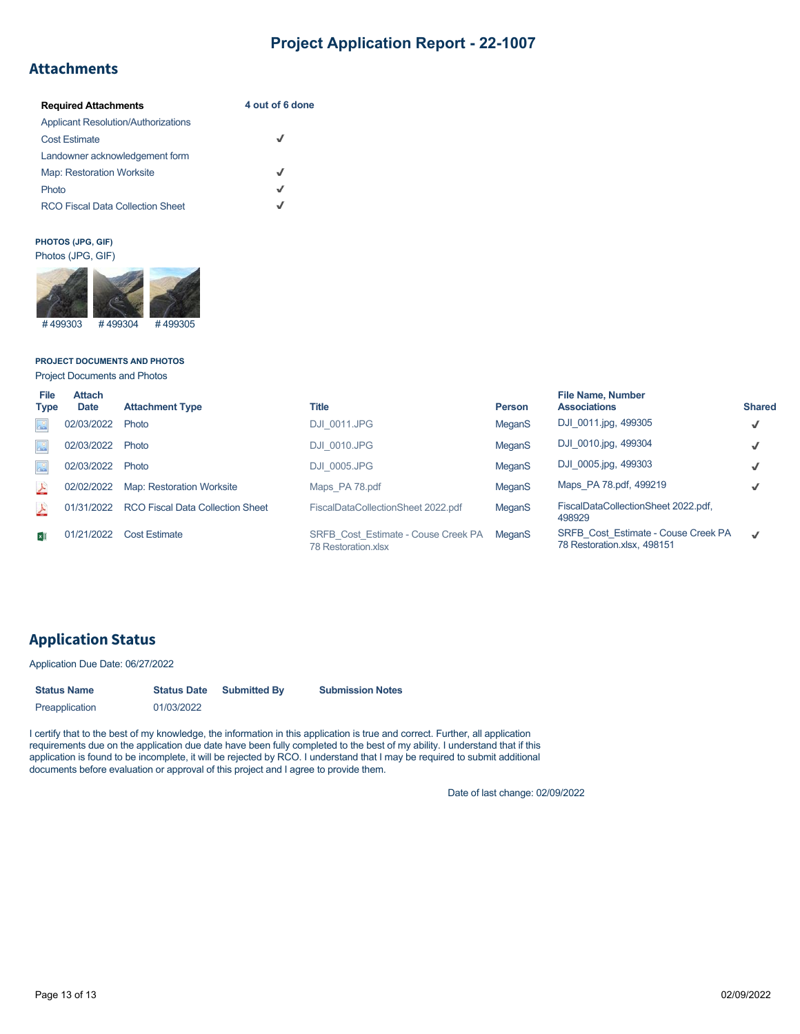# Project Application Report - 22-1007

## Attachments

| Required Attachments | 4 out of 6 done |
|---|---|
| Applicant Resolution/Authorizations | |
| Cost Estimate | ✓ |
| Landowner acknowledgement form | |
| Map: Restoration Worksite | ✓ |
| Photo | ✓ |
| RCO Fiscal Data Collection Sheet | ✓ |

**PHOTOS (JPG, GIF)**

Photos (JPG, GIF)

# 499303 # 499304 # 499305

**PROJECT DOCUMENTS AND PHOTOS**

Project Documents and Photos

| File Type | Attach Date | Attachment Type | Title | Person | File Name, Number Associations | Shared |
|---|---|---|---|---|---|---|
| | 02/03/2022 | Photo | DJI_0011.JPG | MeganS | DJI_0011.jpg, 499305 | ✓ |
| | 02/03/2022 | Photo | DJI_0010.JPG | MeganS | DJI_0010.jpg, 499304 | ✓ |
| | 02/03/2022 | Photo | DJI_0005.JPG | MeganS | DJI_0005.jpg, 499303 | ✓ |
| | 02/02/2022 | Map: Restoration Worksite | Maps_PA 78.pdf | MeganS | Maps_PA 78.pdf, 499219 | ✓ |
| | 01/31/2022 | RCO Fiscal Data Collection Sheet | FiscalDataCollectionSheet 2022.pdf | MeganS | FiscalDataCollectionSheet 2022.pdf, 498929 | |
| | 01/21/2022 | Cost Estimate | SRFB_Cost_Estimate - Couse Creek PA 78 Restoration.xlsx | MeganS | SRFB_Cost_Estimate - Couse Creek PA 78 Restoration.xlsx, 498151 | ✓ |

## Application Status

Application Due Date: 06/27/2022

| Status Name | Status Date | Submitted By | Submission Notes |
|---|---|---|---|
| Preapplication | 01/03/2022 | | |

I certify that to the best of my knowledge, the information in this application is true and correct. Further, all application requirements due on the application due date have been fully completed to the best of my ability. I understand that if this application is found to be incomplete, it will be rejected by RCO. I understand that I may be required to submit additional documents before evaluation or approval of this project and I agree to provide them.

Date of last change: 02/09/2022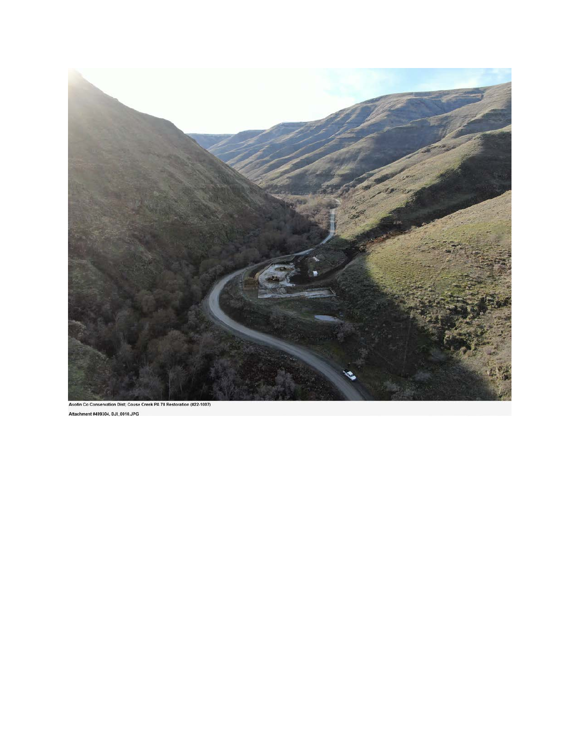Asotin Co Conservation Dist; Couse Creek PA 78 Restoration (#22-1007)

Attachment #499304, DJI_0010.JPG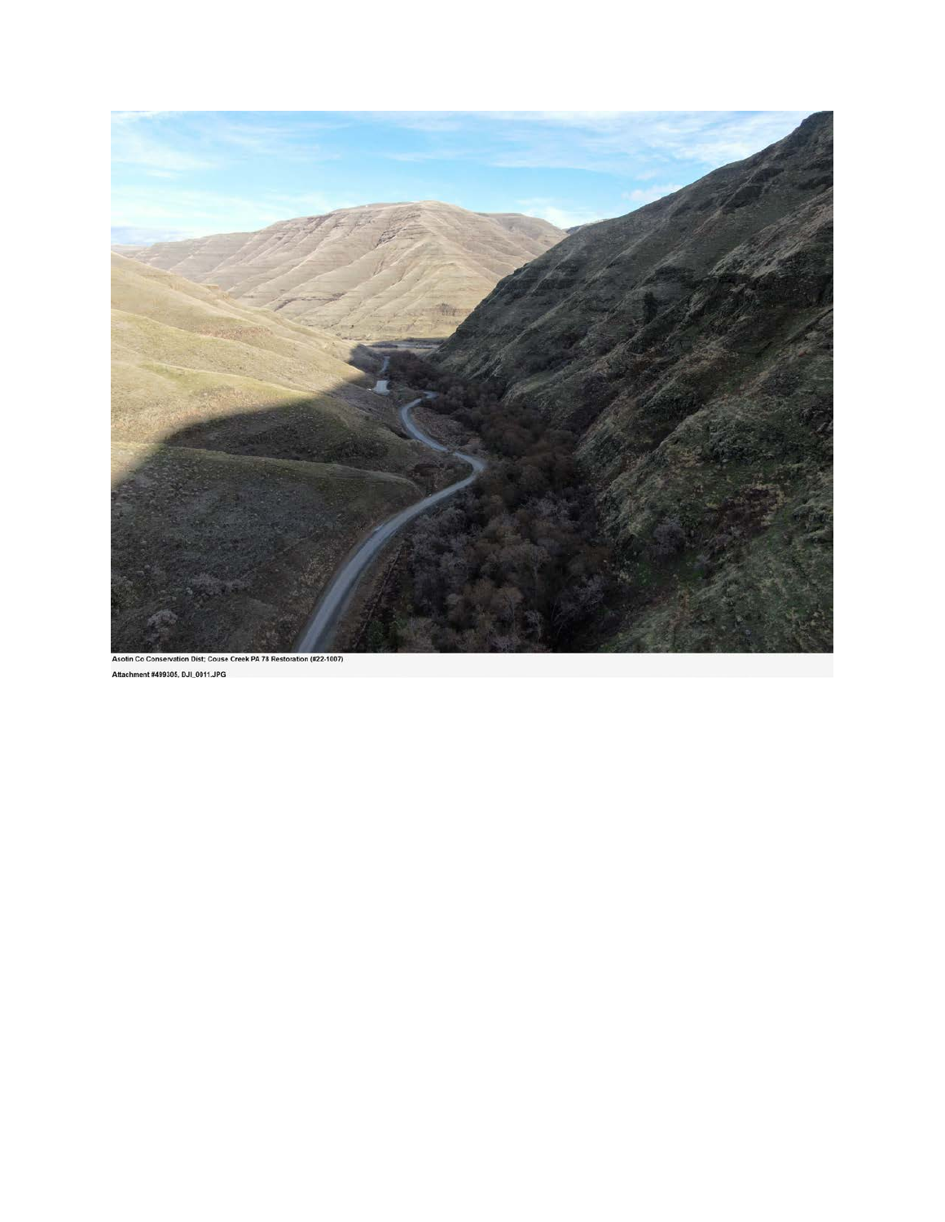Asotin Co Conservation Dist; Couse Creek PA 78 Restoration (#22-1007)

Attachment #499305, DJI_0011.JPG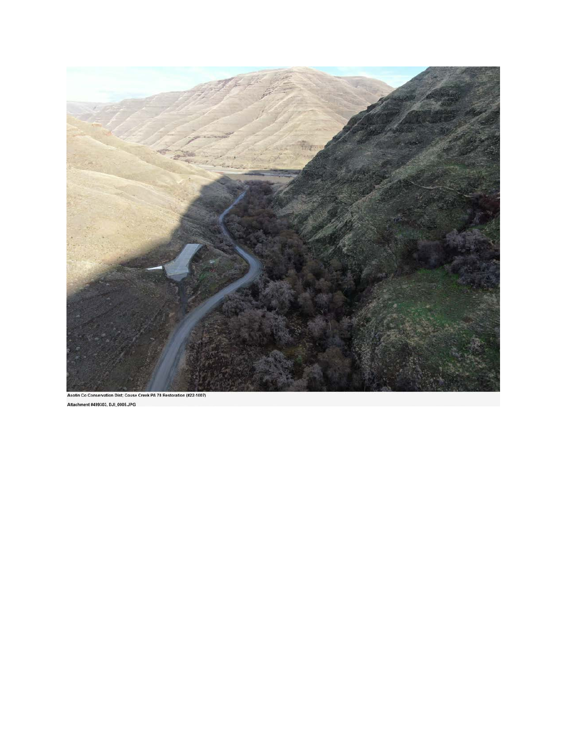Asotin Co Conservation Dist; Couse Creek PA 78 Restoration (#22-1007)

Attachment #499303, DJI_0005.JPG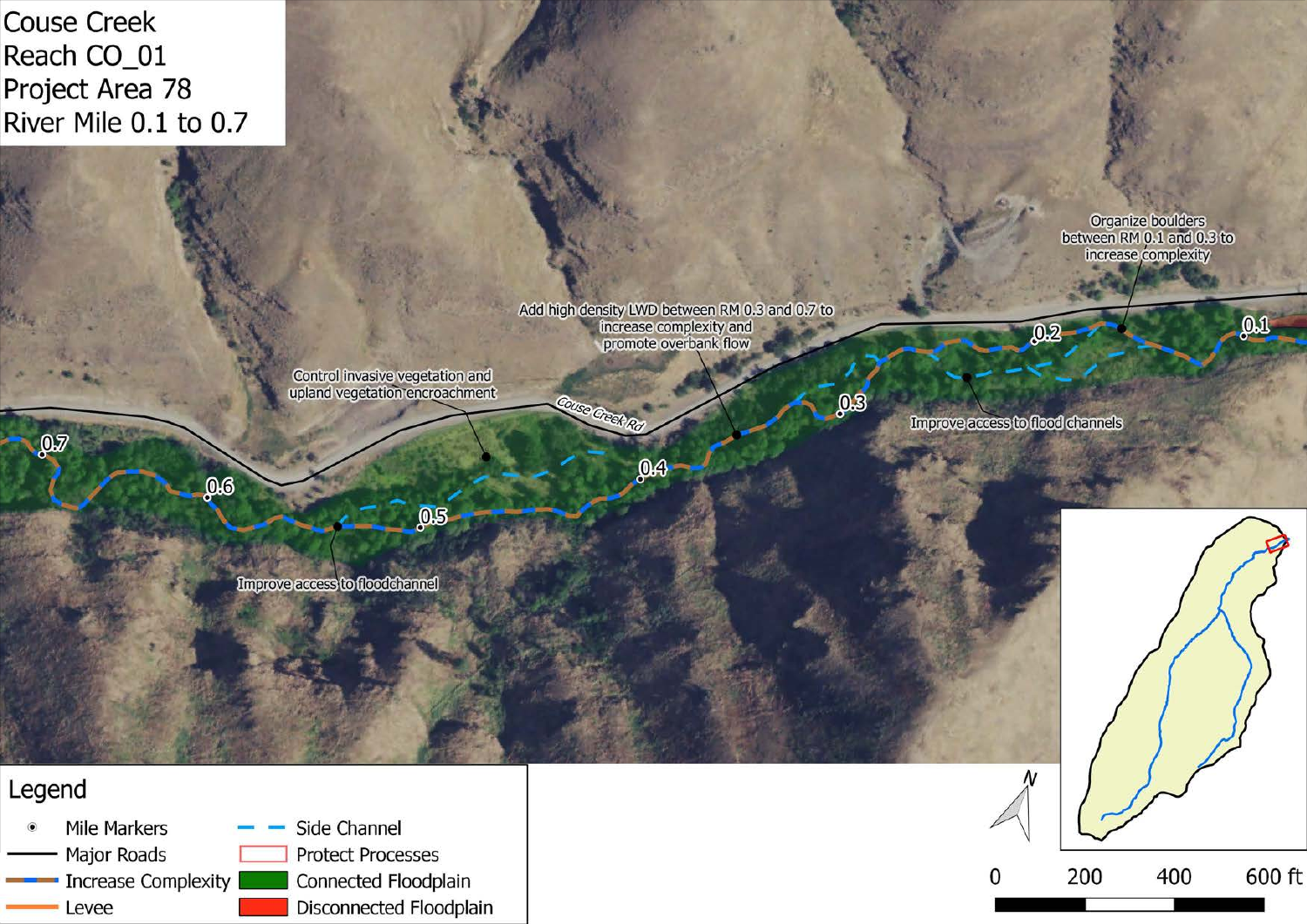Couse Creek
Reach CO_01
Project Area 78
River Mile 0.1 to 0.7

Organize boulders between RM 0.1 and 0.3 to increase complexity

Add high density LWD between RM 0.3 and 0.7 to increase complexity and promote overbank flow

Control invasive vegetation and upland vegetation encroachment

Improve access to flood channels

Improve access to floodchannel

Couse Creek Rd

0.1 0.2 0.3 0.4 0.5 0.6 0.7

**Legend**

- Mile Markers
- Major Roads
- Increase Complexity
- Levee
- Side Channel
- Protect Processes
- Connected Floodplain
- Disconnected Floodplain

N

0 200 400 600 ft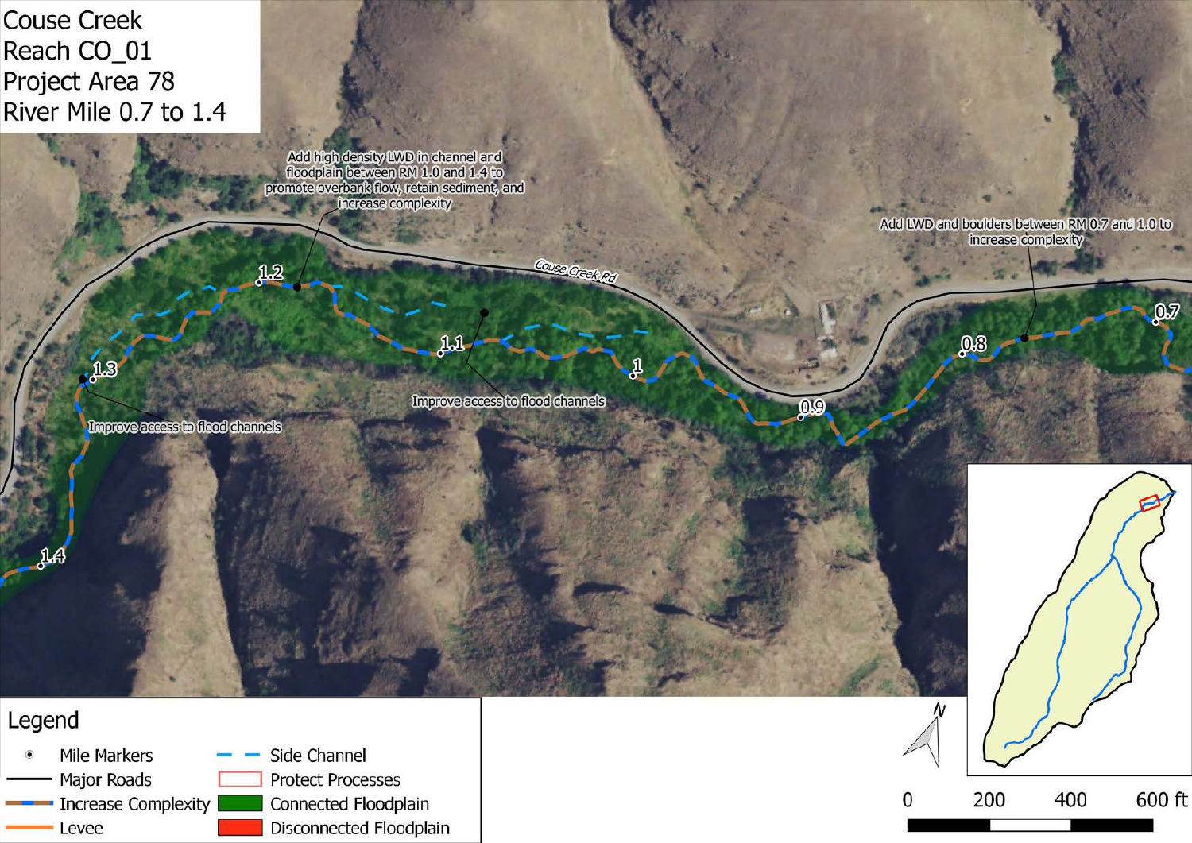# Couse Creek
Reach CO_01
Project Area 78
River Mile 0.7 to 1.4

Add high density LWD in channel and floodplain between RM 1.0 and 1.4 to promote overbank flow, retain sediment, and increase complexity

Add LWD and boulders between RM 0.7 and 1.0 to increase complexity

Improve access to flood channels

Improve access to flood channels

Couse Creek Rd

1.4, 1.3, 1.2, 1.1, 1, 0.9, 0.8, 0.7

**Legend**

- Mile Markers
- Major Roads
- Increase Complexity
- Levee
- Side Channel
- Protect Processes
- Connected Floodplain
- Disconnected Floodplain

0 200 400 600 ft

N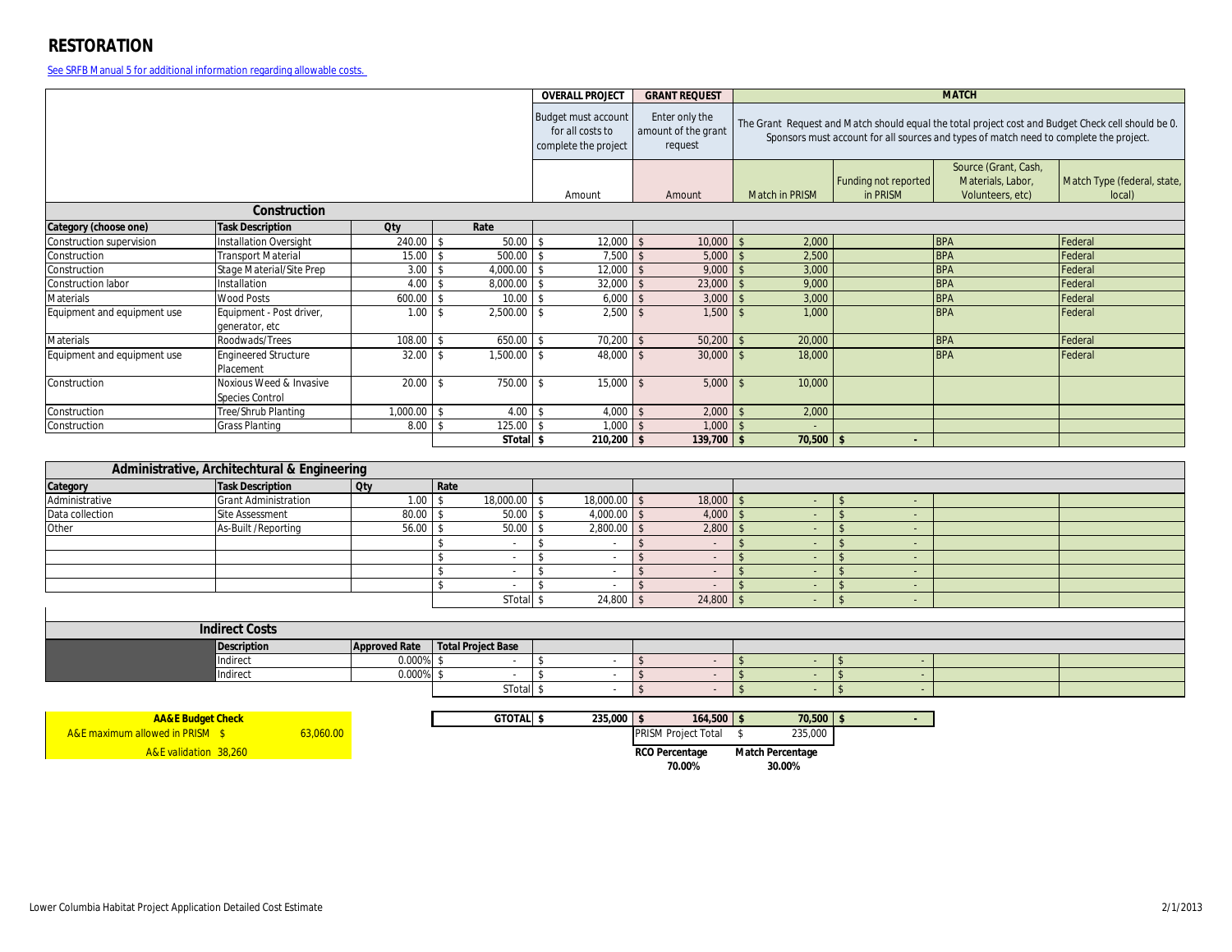# RESTORATION

See SRFB Manual 5 for additional information regarding allowable costs.

| | | | | OVERALL PROJECT | GRANT REQUEST | MATCH | | | |
|---|---|---|---|---|---|---|---|---|---|
| | | | | Budget must account for all costs to complete the project | Enter only the amount of the grant request | The Grant Request and Match should equal the total project cost and Budget Check cell should be 0. Sponsors must account for all sources and types of match need to complete the project. | | | |
| | | | | Amount | Amount | Match in PRISM | Funding not reported in PRISM | Source (Grant, Cash, Materials, Labor, Volunteers, etc) | Match Type (federal, state, local) |
| **Construction** | | | | | | | | | |
| **Category (choose one)** | **Task Description** | **Qty** | **Rate** | | | | | | |
| Construction supervision | Installation Oversight | 240.00 | $ 50.00 | $ 12,000 | $ 10,000 | $ 2,000 | | BPA | Federal |
| Construction | Transport Material | 15.00 | $ 500.00 | $ 7,500 | $ 5,000 | $ 2,500 | | BPA | Federal |
| Construction | Stage Material/Site Prep | 3.00 | $ 4,000.00 | $ 12,000 | $ 9,000 | $ 3,000 | | BPA | Federal |
| Construction labor | Installation | 4.00 | $ 8,000.00 | $ 32,000 | $ 23,000 | $ 9,000 | | BPA | Federal |
| Materials | Wood Posts | 600.00 | $ 10.00 | $ 6,000 | $ 3,000 | $ 3,000 | | BPA | Federal |
| Equipment and equipment use | Equipment - Post driver, generator, etc | 1.00 | $ 2,500.00 | $ 2,500 | $ 1,500 | $ 1,000 | | BPA | Federal |
| Materials | Roodwads/Trees | 108.00 | $ 650.00 | $ 70,200 | $ 50,200 | $ 20,000 | | BPA | Federal |
| Equipment and equipment use | Engineered Structure Placement | 32.00 | $ 1,500.00 | $ 48,000 | $ 30,000 | $ 18,000 | | BPA | Federal |
| Construction | Noxious Weed & Invasive Species Control | 20.00 | $ 750.00 | $ 15,000 | $ 5,000 | $ 10,000 | | | |
| Construction | Tree/Shrub Planting | 1,000.00 | $ 4.00 | $ 4,000 | $ 2,000 | $ 2,000 | | | |
| Construction | Grass Planting | 8.00 | $ 125.00 | $ 1,000 | $ 1,000 | $ - | | | |
| | | | **STotal** | **$ 210,200** | **$ 139,700** | **$ 70,500** | **$ -** | | |

| **Administrative, Architechtural & Engineering** | | | | | | | | | |
|---|---|---|---|---|---|---|---|---|---|
| **Category** | **Task Description** | **Qty** | **Rate** | | | | | | |
| Administrative | Grant Administration | 1.00 | $ 18,000.00 | $ 18,000.00 | $ 18,000 | $ - | $ - | | |
| Data collection | Site Assessment | 80.00 | $ 50.00 | $ 4,000.00 | $ 4,000 | $ - | $ - | | |
| Other | As-Built /Reporting | 56.00 | $ 50.00 | $ 2,800.00 | $ 2,800 | $ - | $ - | | |
| | | | $ - | $ - | $ - | $ - | $ - | | |
| | | | $ - | $ - | $ - | $ - | $ - | | |
| | | | $ - | $ - | $ - | $ - | $ - | | |
| | | | $ - | $ - | $ - | $ - | $ - | | |
| | | | STotal | $ 24,800 | $ 24,800 | $ - | $ - | | |

| **Indirect Costs** | | | | | | | | | |
|---|---|---|---|---|---|---|---|---|---|
| | **Description** | **Approved Rate** | **Total Project Base** | | | | | | |
| | Indirect | 0.000% | $ - | $ - | $ - | $ - | $ - | | |
| | Indirect | 0.000% | $ - | $ - | $ - | $ - | $ - | | |
| | | | STotal | $ - | $ - | $ - | $ - | | |

| **AA&E Budget Check** | | | **GTOTAL** | $ 235,000 | $ 164,500 | $ 70,500 | $ - |
|---|---|---|---|---|---|---|---|
| A&E maximum allowed in PRISM | $ 63,060.00 | | | | PRISM Project Total | $ 235,000 | |
| A&E validation | 38,260 | | | | **RCO Percentage** | **Match Percentage** | |
| | | | | | **70.00%** | **30.00%** | |

Lower Columbia Habitat Project Application Detailed Cost Estimate

2/1/2013